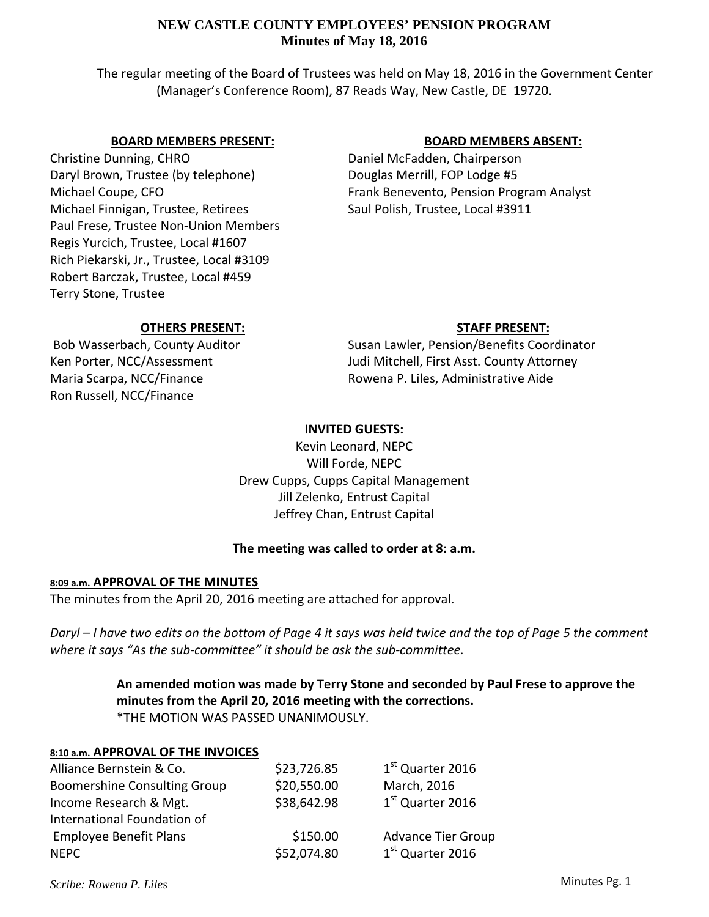# NEW CASTLE COUNTY EMPLOYEES' PENSION PROGRAM

## Minutes of May 18, 2016

The regular meeting of the Board of Trustees was held on May 18, 2016 in the Government Center (Manager's Conference Room), 87 Reads Way, New Castle, DE 19720.

**BOARD MEMBERS PRESENT:**

Christine Dunning, CHRO
Daryl Brown, Trustee (by telephone)
Michael Coupe, CFO
Michael Finnigan, Trustee, Retirees
Paul Frese, Trustee Non-Union Members
Regis Yurcich, Trustee, Local #1607
Rich Piekarski, Jr., Trustee, Local #3109
Robert Barczak, Trustee, Local #459
Terry Stone, Trustee

**BOARD MEMBERS ABSENT:**

Daniel McFadden, Chairperson
Douglas Merrill, FOP Lodge #5
Frank Benevento, Pension Program Analyst
Saul Polish, Trustee, Local #3911

**OTHERS PRESENT:**

Bob Wasserbach, County Auditor
Ken Porter, NCC/Assessment
Maria Scarpa, NCC/Finance
Ron Russell, NCC/Finance

**STAFF PRESENT:**

Susan Lawler, Pension/Benefits Coordinator
Judi Mitchell, First Asst. County Attorney
Rowena P. Liles, Administrative Aide

**INVITED GUESTS:**

Kevin Leonard, NEPC
Will Forde, NEPC
Drew Cupps, Cupps Capital Management
Jill Zelenko, Entrust Capital
Jeffrey Chan, Entrust Capital

**The meeting was called to order at 8: a.m.**

**8:09 a.m. APPROVAL OF THE MINUTES**

The minutes from the April 20, 2016 meeting are attached for approval.

*Daryl – I have two edits on the bottom of Page 4 it says was held twice and the top of Page 5 the comment where it says "As the sub-committee" it should be ask the sub-committee.*

> **An amended motion was made by Terry Stone and seconded by Paul Frese to approve the minutes from the April 20, 2016 meeting with the corrections.**
> *THE MOTION WAS PASSED UNANIMOUSLY.

**8:10 a.m. APPROVAL OF THE INVOICES**

| | | |
|---|---|---|
| Alliance Bernstein & Co. | $23,726.85 | 1st Quarter 2016 |
| Boomershine Consulting Group | $20,550.00 | March, 2016 |
| Income Research & Mgt. | $38,642.98 | 1st Quarter 2016 |
| International Foundation of Employee Benefit Plans | $150.00 | Advance Tier Group |
| NEPC | $52,074.80 | 1st Quarter 2016 |

*Scribe: Rowena P. Liles*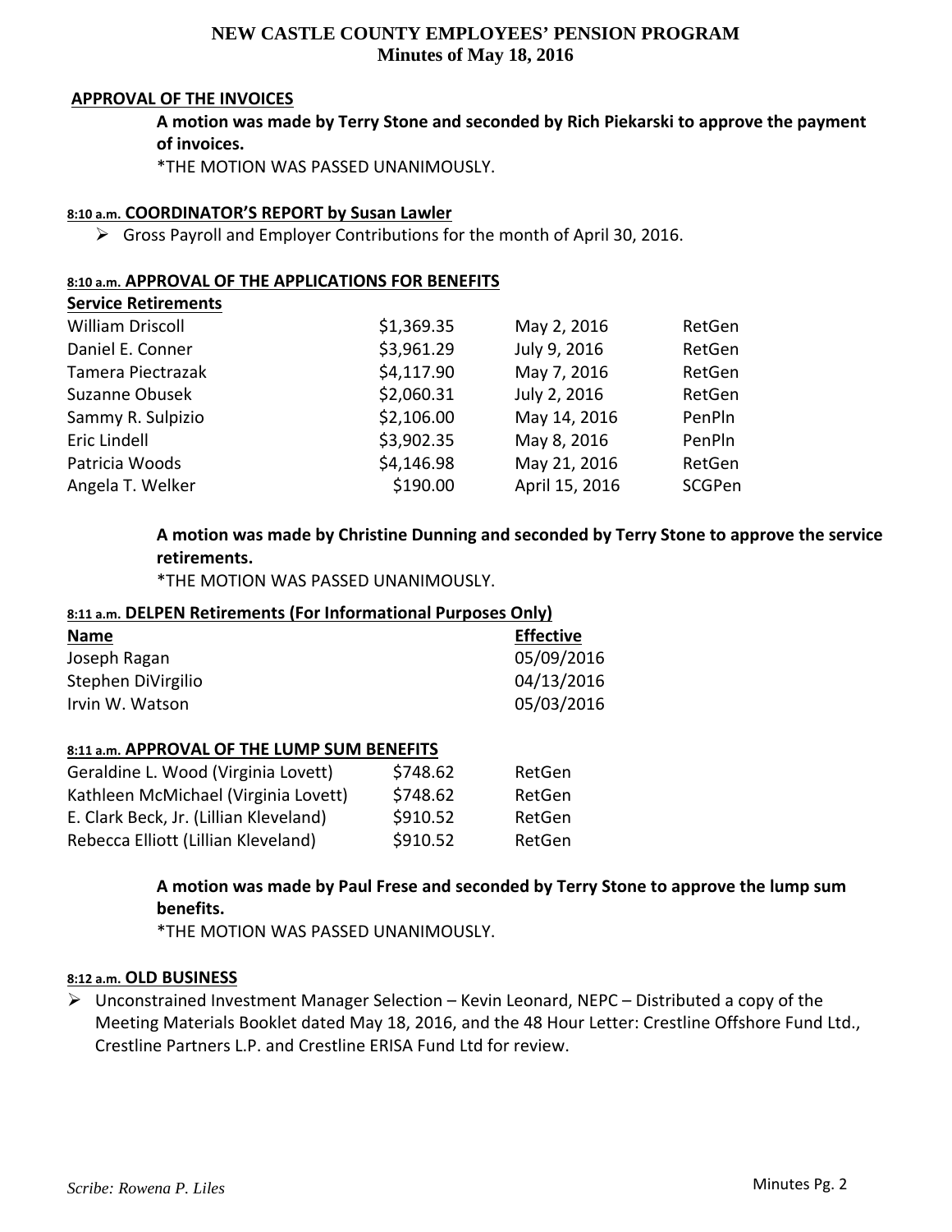## APPROVAL OF THE INVOICES

**A motion was made by Terry Stone and seconded by Rich Piekarski to approve the payment of invoices.**

*THE MOTION WAS PASSED UNANIMOUSLY.

## 8:10 a.m. COORDINATOR'S REPORT by Susan Lawler

- Gross Payroll and Employer Contributions for the month of April 30, 2016.

## 8:10 a.m. APPROVAL OF THE APPLICATIONS FOR BENEFITS

**Service Retirements**

| | | | |
|---|---|---|---|
| William Driscoll | $1,369.35 | May 2, 2016 | RetGen |
| Daniel E. Conner | $3,961.29 | July 9, 2016 | RetGen |
| Tamera Piectrazak | $4,117.90 | May 7, 2016 | RetGen |
| Suzanne Obusek | $2,060.31 | July 2, 2016 | RetGen |
| Sammy R. Sulpizio | $2,106.00 | May 14, 2016 | PenPln |
| Eric Lindell | $3,902.35 | May 8, 2016 | PenPln |
| Patricia Woods | $4,146.98 | May 21, 2016 | RetGen |
| Angela T. Welker | $190.00 | April 15, 2016 | SCGPen |

**A motion was made by Christine Dunning and seconded by Terry Stone to approve the service retirements.**

*THE MOTION WAS PASSED UNANIMOUSLY.

## 8:11 a.m. DELPEN Retirements (For Informational Purposes Only)

| Name | Effective |
|---|---|
| Joseph Ragan | 05/09/2016 |
| Stephen DiVirgilio | 04/13/2016 |
| Irvin W. Watson | 05/03/2016 |

## 8:11 a.m. APPROVAL OF THE LUMP SUM BENEFITS

| | | |
|---|---|---|
| Geraldine L. Wood (Virginia Lovett) | $748.62 | RetGen |
| Kathleen McMichael (Virginia Lovett) | $748.62 | RetGen |
| E. Clark Beck, Jr. (Lillian Kleveland) | $910.52 | RetGen |
| Rebecca Elliott (Lillian Kleveland) | $910.52 | RetGen |

**A motion was made by Paul Frese and seconded by Terry Stone to approve the lump sum benefits.**

*THE MOTION WAS PASSED UNANIMOUSLY.

## 8:12 a.m. OLD BUSINESS

- Unconstrained Investment Manager Selection – Kevin Leonard, NEPC – Distributed a copy of the Meeting Materials Booklet dated May 18, 2016, and the 48 Hour Letter: Crestline Offshore Fund Ltd., Crestline Partners L.P. and Crestline ERISA Fund Ltd for review.

*Scribe: Rowena P. Liles*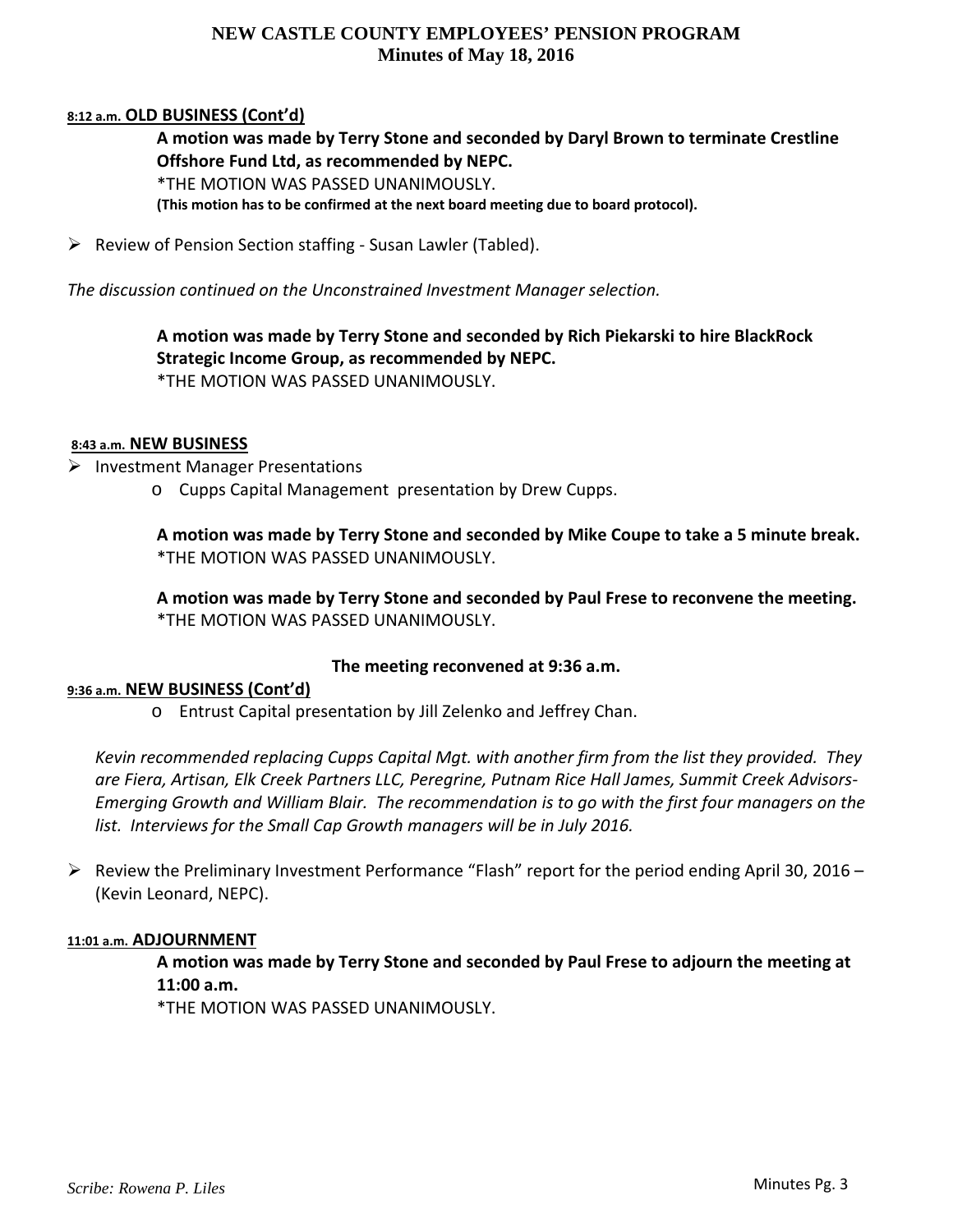**8:12 a.m. OLD BUSINESS (Cont'd)**

**A motion was made by Terry Stone and seconded by Daryl Brown to terminate Crestline Offshore Fund Ltd, as recommended by NEPC.**
*THE MOTION WAS PASSED UNANIMOUSLY.
**(This motion has to be confirmed at the next board meeting due to board protocol).**

- Review of Pension Section staffing - Susan Lawler (Tabled).

*The discussion continued on the Unconstrained Investment Manager selection.*

**A motion was made by Terry Stone and seconded by Rich Piekarski to hire BlackRock Strategic Income Group, as recommended by NEPC.**
*THE MOTION WAS PASSED UNANIMOUSLY.

**8:43 a.m. NEW BUSINESS**

- Investment Manager Presentations
  - Cupps Capital Management presentation by Drew Cupps.

**A motion was made by Terry Stone and seconded by Mike Coupe to take a 5 minute break.**
*THE MOTION WAS PASSED UNANIMOUSLY.

**A motion was made by Terry Stone and seconded by Paul Frese to reconvene the meeting.**
*THE MOTION WAS PASSED UNANIMOUSLY.

**The meeting reconvened at 9:36 a.m.**

**9:36 a.m. NEW BUSINESS (Cont'd)**

- Entrust Capital presentation by Jill Zelenko and Jeffrey Chan.

*Kevin recommended replacing Cupps Capital Mgt. with another firm from the list they provided. They are Fiera, Artisan, Elk Creek Partners LLC, Peregrine, Putnam Rice Hall James, Summit Creek Advisors-Emerging Growth and William Blair. The recommendation is to go with the first four managers on the list. Interviews for the Small Cap Growth managers will be in July 2016.*

- Review the Preliminary Investment Performance "Flash" report for the period ending April 30, 2016 – (Kevin Leonard, NEPC).

**11:01 a.m. ADJOURNMENT**

**A motion was made by Terry Stone and seconded by Paul Frese to adjourn the meeting at 11:00 a.m.**
*THE MOTION WAS PASSED UNANIMOUSLY.

*Scribe: Rowena P. Liles*